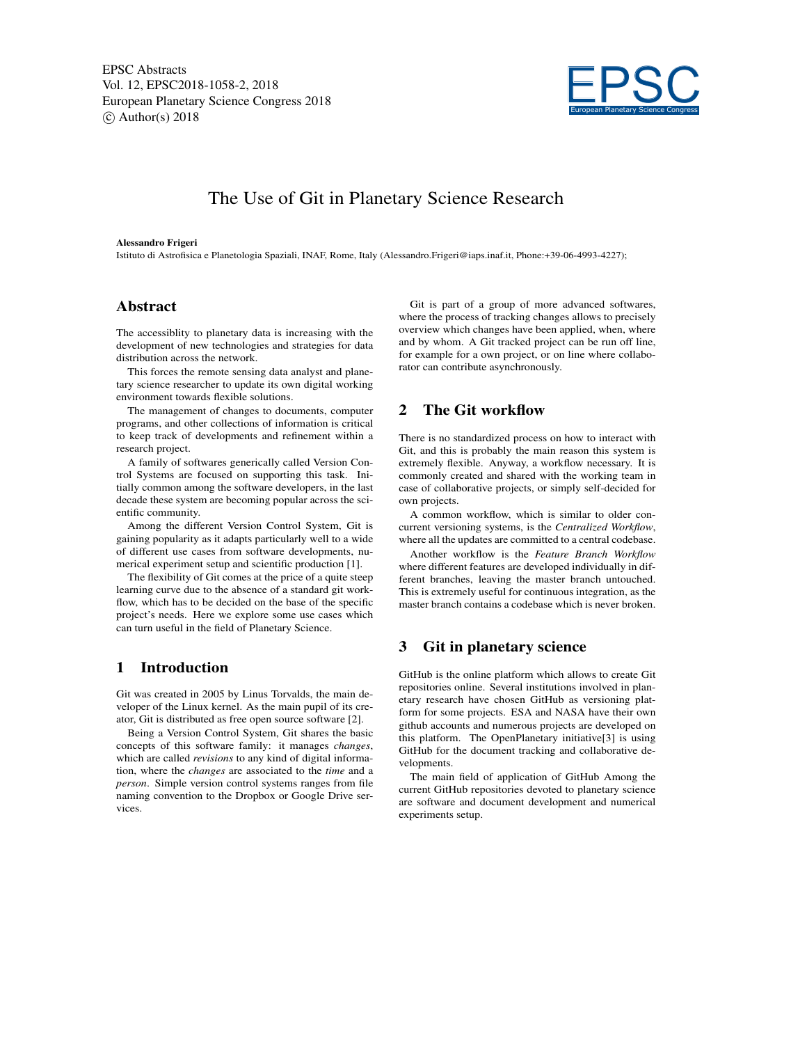# The Use of Git in Planetary Science Research

**Alessandro Frigeri**

Istituto di Astrofisica e Planetologia Spaziali, INAF, Rome, Italy (Alessandro.Frigeri@iaps.inaf.it, Phone:+39-06-4993-4227);

## Abstract

The accessiblity to planetary data is increasing with the development of new technologies and strategies for data distribution across the network.

This forces the remote sensing data analyst and planetary science researcher to update its own digital working environment towards flexible solutions.

The management of changes to documents, computer programs, and other collections of information is critical to keep track of developments and refinement within a research project.

A family of softwares generically called Version Control Systems are focused on supporting this task. Initially common among the software developers, in the last decade these system are becoming popular across the scientific community.

Among the different Version Control System, Git is gaining popularity as it adapts particularly well to a wide of different use cases from software developments, numerical experiment setup and scientific production [1].

The flexibility of Git comes at the price of a quite steep learning curve due to the absence of a standard git workflow, which has to be decided on the base of the specific project's needs. Here we explore some use cases which can turn useful in the field of Planetary Science.

## 1 Introduction

Git was created in 2005 by Linus Torvalds, the main developer of the Linux kernel. As the main pupil of its creator, Git is distributed as free open source software [2].

Being a Version Control System, Git shares the basic concepts of this software family: it manages *changes*, which are called *revisions* to any kind of digital information, where the *changes* are associated to the *time* and a *person*. Simple version control systems ranges from file naming convention to the Dropbox or Google Drive services.

Git is part of a group of more advanced softwares, where the process of tracking changes allows to precisely overview which changes have been applied, when, where and by whom. A Git tracked project can be run off line, for example for a own project, or on line where collaborator can contribute asynchronously.

## 2 The Git workflow

There is no standardized process on how to interact with Git, and this is probably the main reason this system is extremely flexible. Anyway, a workflow necessary. It is commonly created and shared with the working team in case of collaborative projects, or simply self-decided for own projects.

A common workflow, which is similar to older concurrent versioning systems, is the *Centralized Workflow*, where all the updates are committed to a central codebase.

Another workflow is the *Feature Branch Workflow* where different features are developed individually in different branches, leaving the master branch untouched. This is extremely useful for continuous integration, as the master branch contains a codebase which is never broken.

## 3 Git in planetary science

GitHub is the online platform which allows to create Git repositories online. Several institutions involved in planetary research have chosen GitHub as versioning platform for some projects. ESA and NASA have their own github accounts and numerous projects are developed on this platform. The OpenPlanetary initiative[3] is using GitHub for the document tracking and collaborative developments.

The main field of application of GitHub Among the current GitHub repositories devoted to planetary science are software and document development and numerical experiments setup.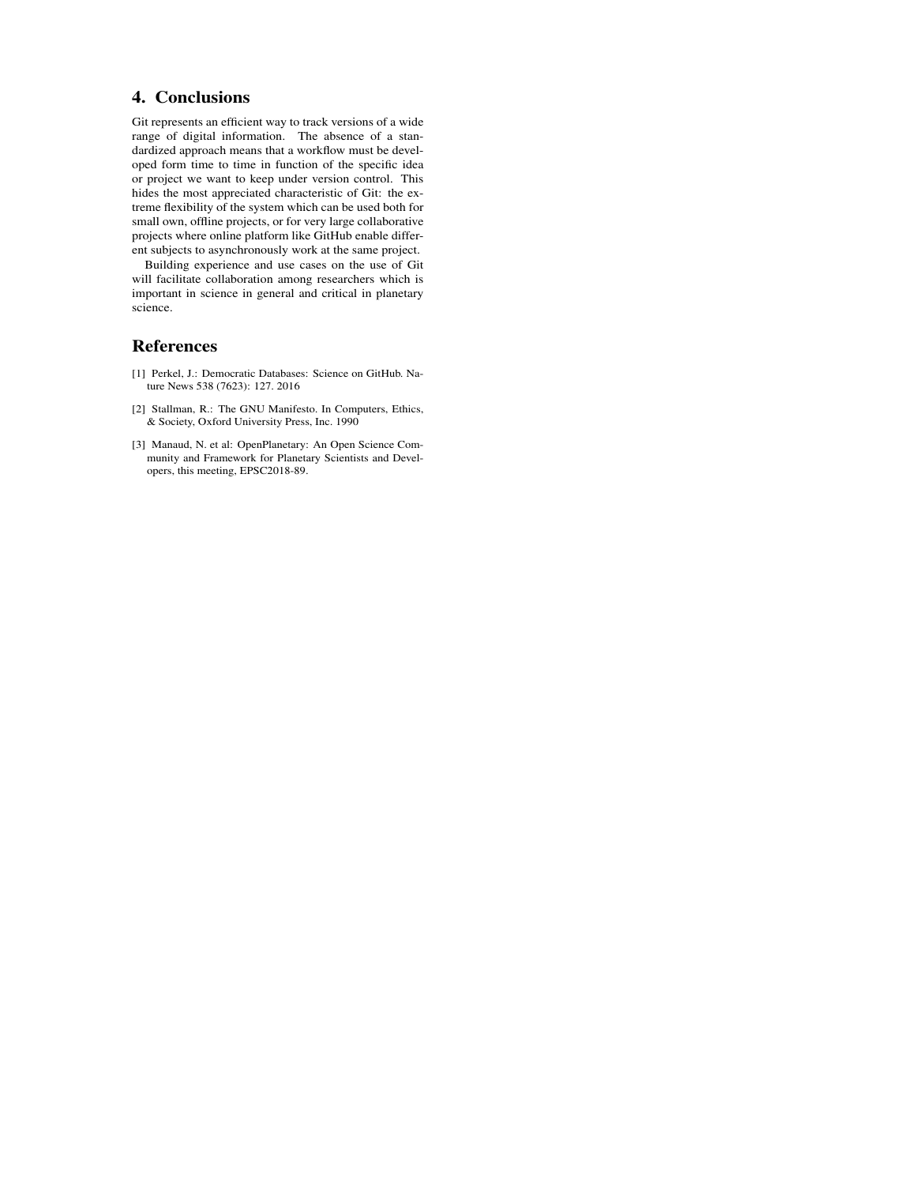## 4. Conclusions

Git represents an efficient way to track versions of a wide range of digital information. The absence of a standardized approach means that a workflow must be developed form time to time in function of the specific idea or project we want to keep under version control. This hides the most appreciated characteristic of Git: the extreme flexibility of the system which can be used both for small own, offline projects, or for very large collaborative projects where online platform like GitHub enable different subjects to asynchronously work at the same project.

Building experience and use cases on the use of Git will facilitate collaboration among researchers which is important in science in general and critical in planetary science.

## References

[1] Perkel, J.: Democratic Databases: Science on GitHub. Nature News 538 (7623): 127. 2016

[2] Stallman, R.: The GNU Manifesto. In Computers, Ethics, & Society, Oxford University Press, Inc. 1990

[3] Manaud, N. et al: OpenPlanetary: An Open Science Community and Framework for Planetary Scientists and Developers, this meeting, EPSC2018-89.